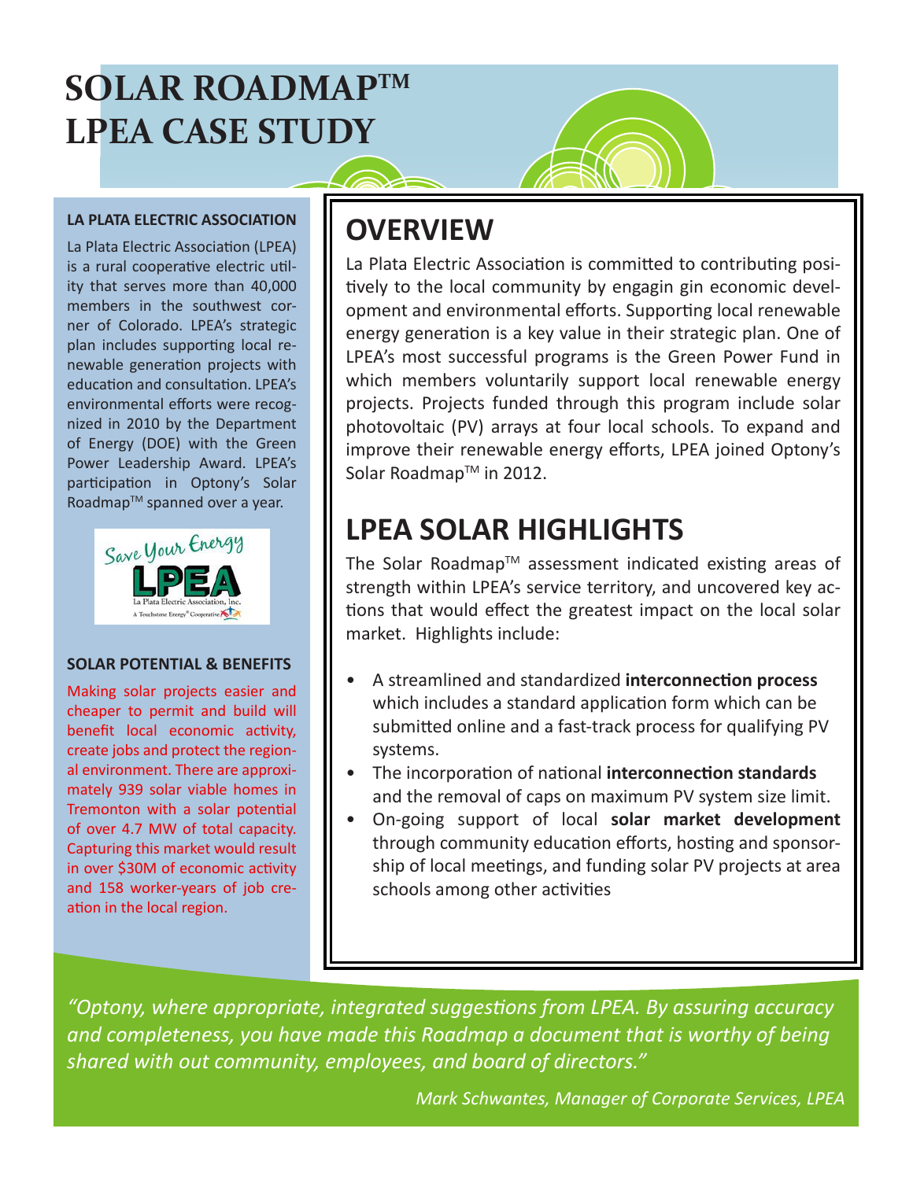# SOLAR ROADMAP™ LPEA CASE STUDY

**LA PLATA ELECTRIC ASSOCIATION**

La Plata Electric Association (LPEA) is a rural cooperative electric utility that serves more than 40,000 members in the southwest corner of Colorado. LPEA's strategic plan includes supporting local renewable generation projects with education and consultation. LPEA's environmental efforts were recognized in 2010 by the Department of Energy (DOE) with the Green Power Leadership Award. LPEA's participation in Optony's Solar Roadmap™ spanned over a year.

Save Your Energy
LPEA
La Plata Electric Association, Inc.
A Touchstone Energy® Cooperative

**SOLAR POTENTIAL & BENEFITS**

Making solar projects easier and cheaper to permit and build will benefit local economic activity, create jobs and protect the regional environment. There are approximately 939 solar viable homes in Tremonton with a solar potential of over 4.7 MW of total capacity. Capturing this market would result in over $30M of economic activity and 158 worker-years of job creation in the local region.

## OVERVIEW

La Plata Electric Association is committed to contributing positively to the local community by engagin gin economic development and environmental efforts. Supporting local renewable energy generation is a key value in their strategic plan. One of LPEA's most successful programs is the Green Power Fund in which members voluntarily support local renewable energy projects. Projects funded through this program include solar photovoltaic (PV) arrays at four local schools. To expand and improve their renewable energy efforts, LPEA joined Optony's Solar Roadmap™ in 2012.

## LPEA SOLAR HIGHLIGHTS

The Solar Roadmap™ assessment indicated existing areas of strength within LPEA's service territory, and uncovered key actions that would effect the greatest impact on the local solar market. Highlights include:

- A streamlined and standardized **interconnection process** which includes a standard application form which can be submitted online and a fast-track process for qualifying PV systems.
- The incorporation of national **interconnection standards** and the removal of caps on maximum PV system size limit.
- On-going support of local **solar market development** through community education efforts, hosting and sponsorship of local meetings, and funding solar PV projects at area schools among other activities

*"Optony, where appropriate, integrated suggestions from LPEA. By assuring accuracy and completeness, you have made this Roadmap a document that is worthy of being shared with out community, employees, and board of directors."*

*Mark Schwantes, Manager of Corporate Services, LPEA*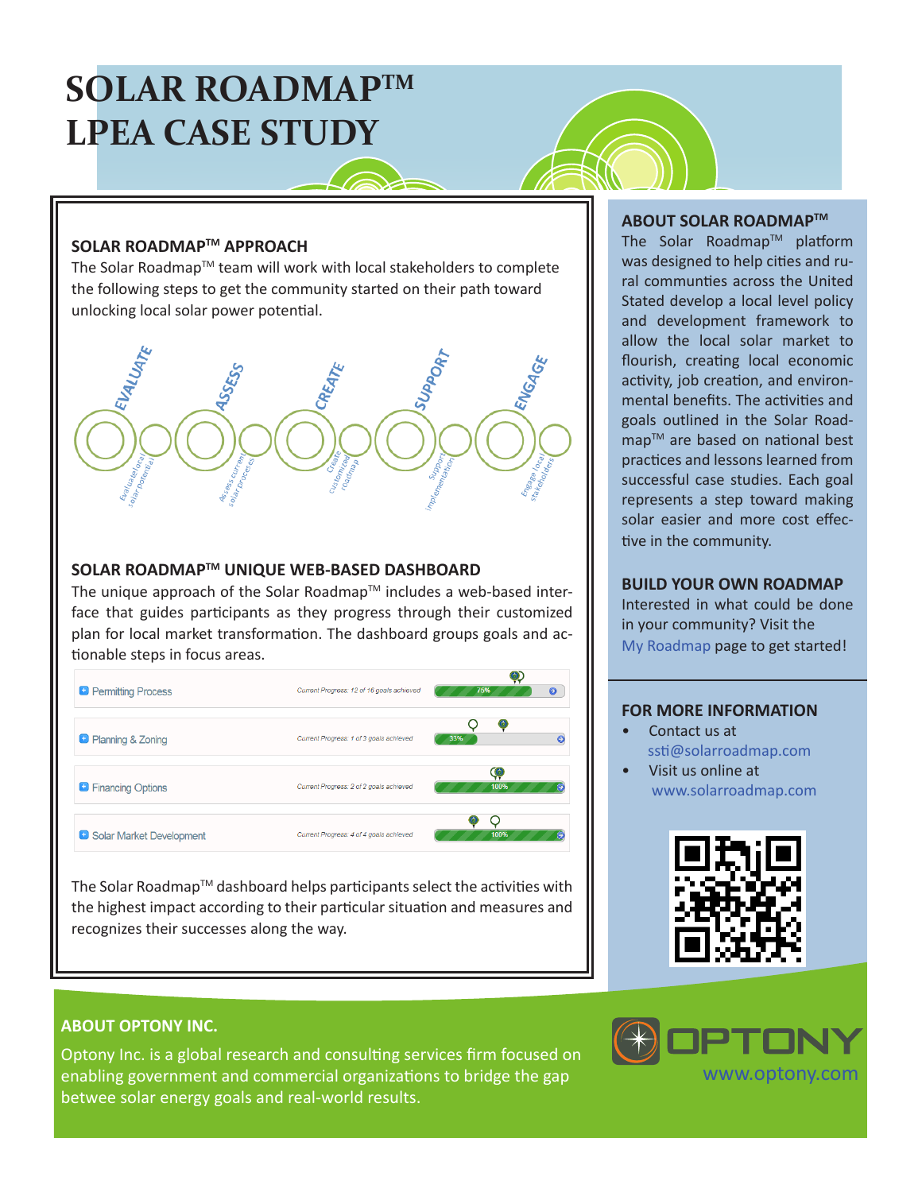# SOLAR ROADMAP™ LPEA CASE STUDY

## SOLAR ROADMAP™ APPROACH

The Solar Roadmap™ team will work with local stakeholders to complete the following steps to get the community started on their path toward unlocking local solar power potential.

EVALUATE
Evaluate local solar potential

ASSESS
Assess current solar processes

CREATE
Create customized roadmap

SUPPORT
Support implementation

ENGAGE
Engage local stakeholders

## SOLAR ROADMAP™ UNIQUE WEB-BASED DASHBOARD

The unique approach of the Solar Roadmap™ includes a web-based interface that guides participants as they progress through their customized plan for local market transformation. The dashboard groups goals and actionable steps in focus areas.

Permitting Process
Current Progress: 12 of 16 goals achieved
75%

Planning & Zoning
Current Progress: 1 of 3 goals achieved
33%

Financing Options
Current Progress: 2 of 2 goals achieved
100%

Solar Market Development
Current Progress: 4 of 4 goals achieved
100%

The Solar Roadmap™ dashboard helps participants select the activities with the highest impact according to their particular situation and measures and recognizes their successes along the way.

## ABOUT SOLAR ROADMAP™

The Solar Roadmap™ platform was designed to help cities and rural communties across the United Stated develop a local level policy and development framework to allow the local solar market to flourish, creating local economic activity, job creation, and environmental benefits. The activities and goals outlined in the Solar Roadmap™ are based on national best practices and lessons learned from successful case studies. Each goal represents a step toward making solar easier and more cost effective in the community.

## BUILD YOUR OWN ROADMAP

Interested in what could be done in your community? Visit the My Roadmap page to get started!

## FOR MORE INFORMATION

- Contact us at ssti@solarroadmap.com
- Visit us online at www.solarroadmap.com

## ABOUT OPTONY INC.

Optony Inc. is a global research and consulting services firm focused on enabling government and commercial organizations to bridge the gap betwee solar energy goals and real-world results.

OPTONY
www.optony.com